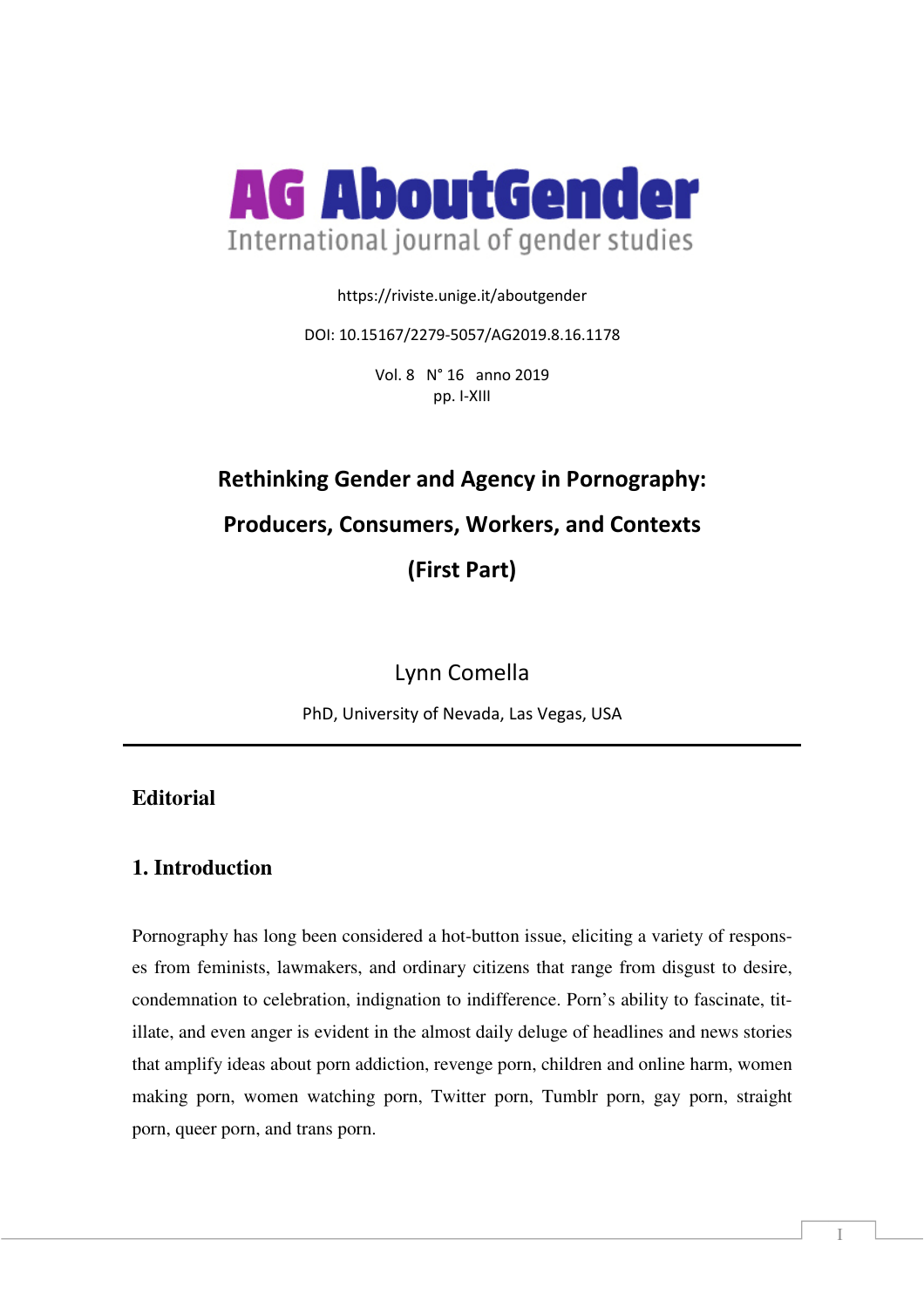# AG AboutGender

International journal of gender studies

https://riviste.unige.it/aboutgender

DOI: 10.15167/2279-5057/AG2019.8.16.1178

Vol. 8 N° 16 anno 2019
pp. I-XIII

## Rethinking Gender and Agency in Pornography: Producers, Consumers, Workers, and Contexts (First Part)

Lynn Comella

PhD, University of Nevada, Las Vegas, USA

---

### Editorial

### 1. Introduction

Pornography has long been considered a hot-button issue, eliciting a variety of responses from feminists, lawmakers, and ordinary citizens that range from disgust to desire, condemnation to celebration, indignation to indifference. Porn's ability to fascinate, titillate, and even anger is evident in the almost daily deluge of headlines and news stories that amplify ideas about porn addiction, revenge porn, children and online harm, women making porn, women watching porn, Twitter porn, Tumblr porn, gay porn, straight porn, queer porn, and trans porn.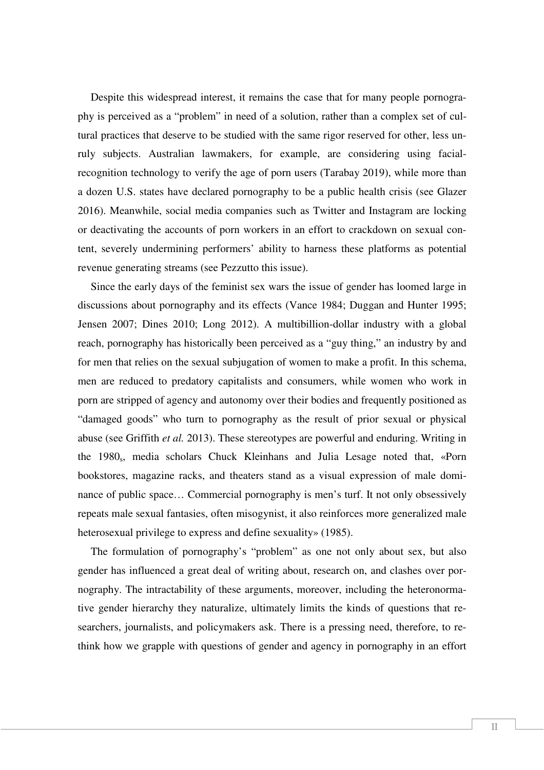Despite this widespread interest, it remains the case that for many people pornography is perceived as a "problem" in need of a solution, rather than a complex set of cultural practices that deserve to be studied with the same rigor reserved for other, less unruly subjects. Australian lawmakers, for example, are considering using facial-recognition technology to verify the age of porn users (Tarabay 2019), while more than a dozen U.S. states have declared pornography to be a public health crisis (see Glazer 2016). Meanwhile, social media companies such as Twitter and Instagram are locking or deactivating the accounts of porn workers in an effort to crackdown on sexual content, severely undermining performers' ability to harness these platforms as potential revenue generating streams (see Pezzutto this issue).

Since the early days of the feminist sex wars the issue of gender has loomed large in discussions about pornography and its effects (Vance 1984; Duggan and Hunter 1995; Jensen 2007; Dines 2010; Long 2012). A multibillion-dollar industry with a global reach, pornography has historically been perceived as a "guy thing," an industry by and for men that relies on the sexual subjugation of women to make a profit. In this schema, men are reduced to predatory capitalists and consumers, while women who work in porn are stripped of agency and autonomy over their bodies and frequently positioned as "damaged goods" who turn to pornography as the result of prior sexual or physical abuse (see Griffith *et al.* 2013). These stereotypes are powerful and enduring. Writing in the 1980s, media scholars Chuck Kleinhans and Julia Lesage noted that, «Porn bookstores, magazine racks, and theaters stand as a visual expression of male dominance of public space… Commercial pornography is men's turf. It not only obsessively repeats male sexual fantasies, often misogynist, it also reinforces more generalized male heterosexual privilege to express and define sexuality» (1985).

The formulation of pornography's "problem" as one not only about sex, but also gender has influenced a great deal of writing about, research on, and clashes over pornography. The intractability of these arguments, moreover, including the heteronormative gender hierarchy they naturalize, ultimately limits the kinds of questions that researchers, journalists, and policymakers ask. There is a pressing need, therefore, to rethink how we grapple with questions of gender and agency in pornography in an effort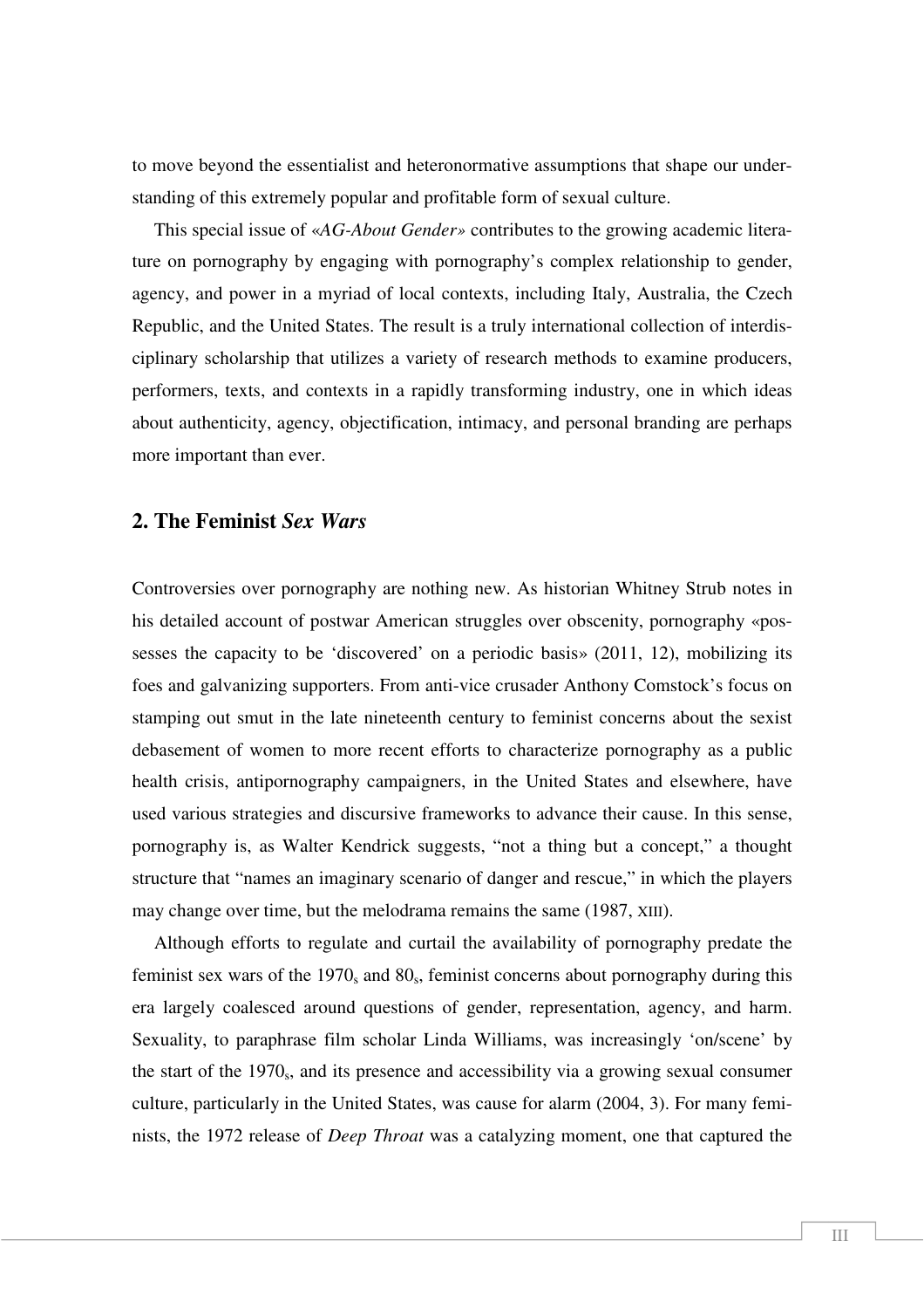to move beyond the essentialist and heteronormative assumptions that shape our understanding of this extremely popular and profitable form of sexual culture.

This special issue of «*AG-About Gender*» contributes to the growing academic literature on pornography by engaging with pornography's complex relationship to gender, agency, and power in a myriad of local contexts, including Italy, Australia, the Czech Republic, and the United States. The result is a truly international collection of interdisciplinary scholarship that utilizes a variety of research methods to examine producers, performers, texts, and contexts in a rapidly transforming industry, one in which ideas about authenticity, agency, objectification, intimacy, and personal branding are perhaps more important than ever.

## 2. The Feminist *Sex Wars*

Controversies over pornography are nothing new. As historian Whitney Strub notes in his detailed account of postwar American struggles over obscenity, pornography «possesses the capacity to be 'discovered' on a periodic basis» (2011, 12), mobilizing its foes and galvanizing supporters. From anti-vice crusader Anthony Comstock's focus on stamping out smut in the late nineteenth century to feminist concerns about the sexist debasement of women to more recent efforts to characterize pornography as a public health crisis, antipornography campaigners, in the United States and elsewhere, have used various strategies and discursive frameworks to advance their cause. In this sense, pornography is, as Walter Kendrick suggests, "not a thing but a concept," a thought structure that "names an imaginary scenario of danger and rescue," in which the players may change over time, but the melodrama remains the same (1987, XIII).

Although efforts to regulate and curtail the availability of pornography predate the feminist sex wars of the $1970_s$ and $80_s$, feminist concerns about pornography during this era largely coalesced around questions of gender, representation, agency, and harm. Sexuality, to paraphrase film scholar Linda Williams, was increasingly 'on/scene' by the start of the $1970_s$, and its presence and accessibility via a growing sexual consumer culture, particularly in the United States, was cause for alarm (2004, 3). For many feminists, the 1972 release of *Deep Throat* was a catalyzing moment, one that captured the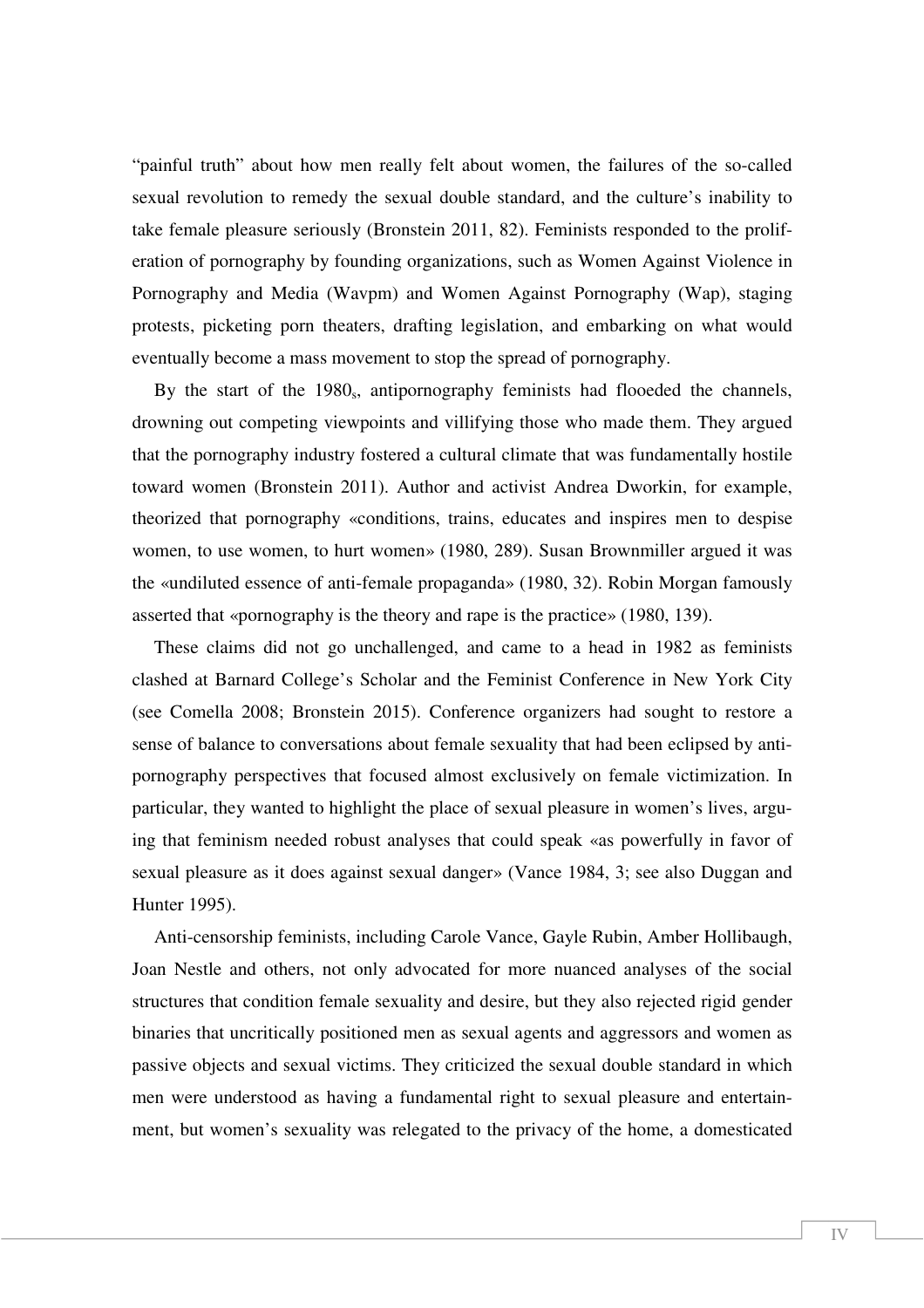"painful truth" about how men really felt about women, the failures of the so-called sexual revolution to remedy the sexual double standard, and the culture's inability to take female pleasure seriously (Bronstein 2011, 82). Feminists responded to the proliferation of pornography by founding organizations, such as Women Against Violence in Pornography and Media (Wavpm) and Women Against Pornography (Wap), staging protests, picketing porn theaters, drafting legislation, and embarking on what would eventually become a mass movement to stop the spread of pornography.

By the start of the $1980_s$, antipornography feminists had flooeded the channels, drowning out competing viewpoints and villifying those who made them. They argued that the pornography industry fostered a cultural climate that was fundamentally hostile toward women (Bronstein 2011). Author and activist Andrea Dworkin, for example, theorized that pornography «conditions, trains, educates and inspires men to despise women, to use women, to hurt women» (1980, 289). Susan Brownmiller argued it was the «undiluted essence of anti-female propaganda» (1980, 32). Robin Morgan famously asserted that «pornography is the theory and rape is the practice» (1980, 139).

These claims did not go unchallenged, and came to a head in 1982 as feminists clashed at Barnard College's Scholar and the Feminist Conference in New York City (see Comella 2008; Bronstein 2015). Conference organizers had sought to restore a sense of balance to conversations about female sexuality that had been eclipsed by antipornography perspectives that focused almost exclusively on female victimization. In particular, they wanted to highlight the place of sexual pleasure in women's lives, arguing that feminism needed robust analyses that could speak «as powerfully in favor of sexual pleasure as it does against sexual danger» (Vance 1984, 3; see also Duggan and Hunter 1995).

Anti-censorship feminists, including Carole Vance, Gayle Rubin, Amber Hollibaugh, Joan Nestle and others, not only advocated for more nuanced analyses of the social structures that condition female sexuality and desire, but they also rejected rigid gender binaries that uncritically positioned men as sexual agents and aggressors and women as passive objects and sexual victims. They criticized the sexual double standard in which men were understood as having a fundamental right to sexual pleasure and entertainment, but women's sexuality was relegated to the privacy of the home, a domesticated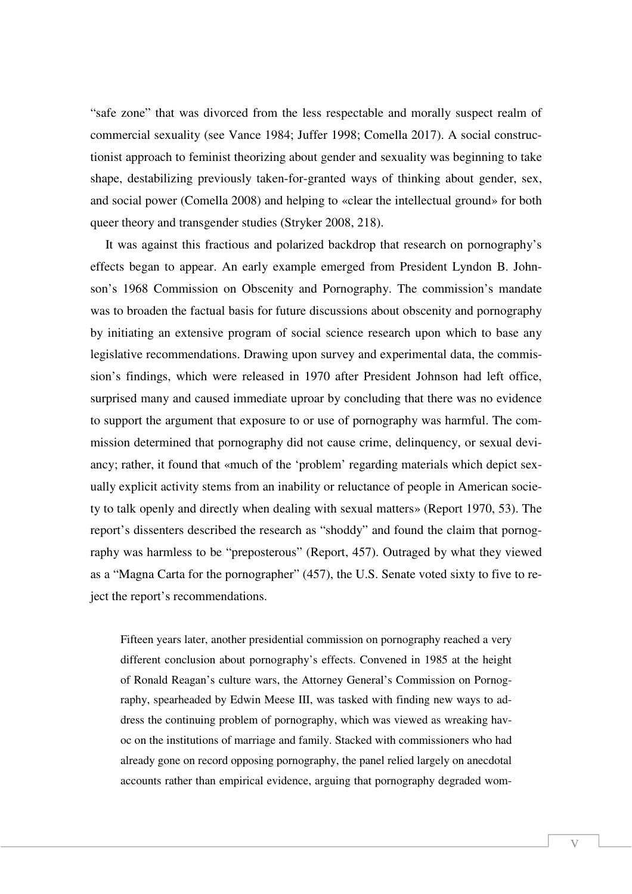"safe zone" that was divorced from the less respectable and morally suspect realm of commercial sexuality (see Vance 1984; Juffer 1998; Comella 2017). A social constructionist approach to feminist theorizing about gender and sexuality was beginning to take shape, destabilizing previously taken-for-granted ways of thinking about gender, sex, and social power (Comella 2008) and helping to «clear the intellectual ground» for both queer theory and transgender studies (Stryker 2008, 218).

It was against this fractious and polarized backdrop that research on pornography's effects began to appear. An early example emerged from President Lyndon B. Johnson's 1968 Commission on Obscenity and Pornography. The commission's mandate was to broaden the factual basis for future discussions about obscenity and pornography by initiating an extensive program of social science research upon which to base any legislative recommendations. Drawing upon survey and experimental data, the commission's findings, which were released in 1970 after President Johnson had left office, surprised many and caused immediate uproar by concluding that there was no evidence to support the argument that exposure to or use of pornography was harmful. The commission determined that pornography did not cause crime, delinquency, or sexual deviancy; rather, it found that «much of the 'problem' regarding materials which depict sexually explicit activity stems from an inability or reluctance of people in American society to talk openly and directly when dealing with sexual matters» (Report 1970, 53). The report's dissenters described the research as "shoddy" and found the claim that pornography was harmless to be "preposterous" (Report, 457). Outraged by what they viewed as a "Magna Carta for the pornographer" (457), the U.S. Senate voted sixty to five to reject the report's recommendations.

> Fifteen years later, another presidential commission on pornography reached a very different conclusion about pornography's effects. Convened in 1985 at the height of Ronald Reagan's culture wars, the Attorney General's Commission on Pornography, spearheaded by Edwin Meese III, was tasked with finding new ways to address the continuing problem of pornography, which was viewed as wreaking havoc on the institutions of marriage and family. Stacked with commissioners who had already gone on record opposing pornography, the panel relied largely on anecdotal accounts rather than empirical evidence, arguing that pornography degraded wom-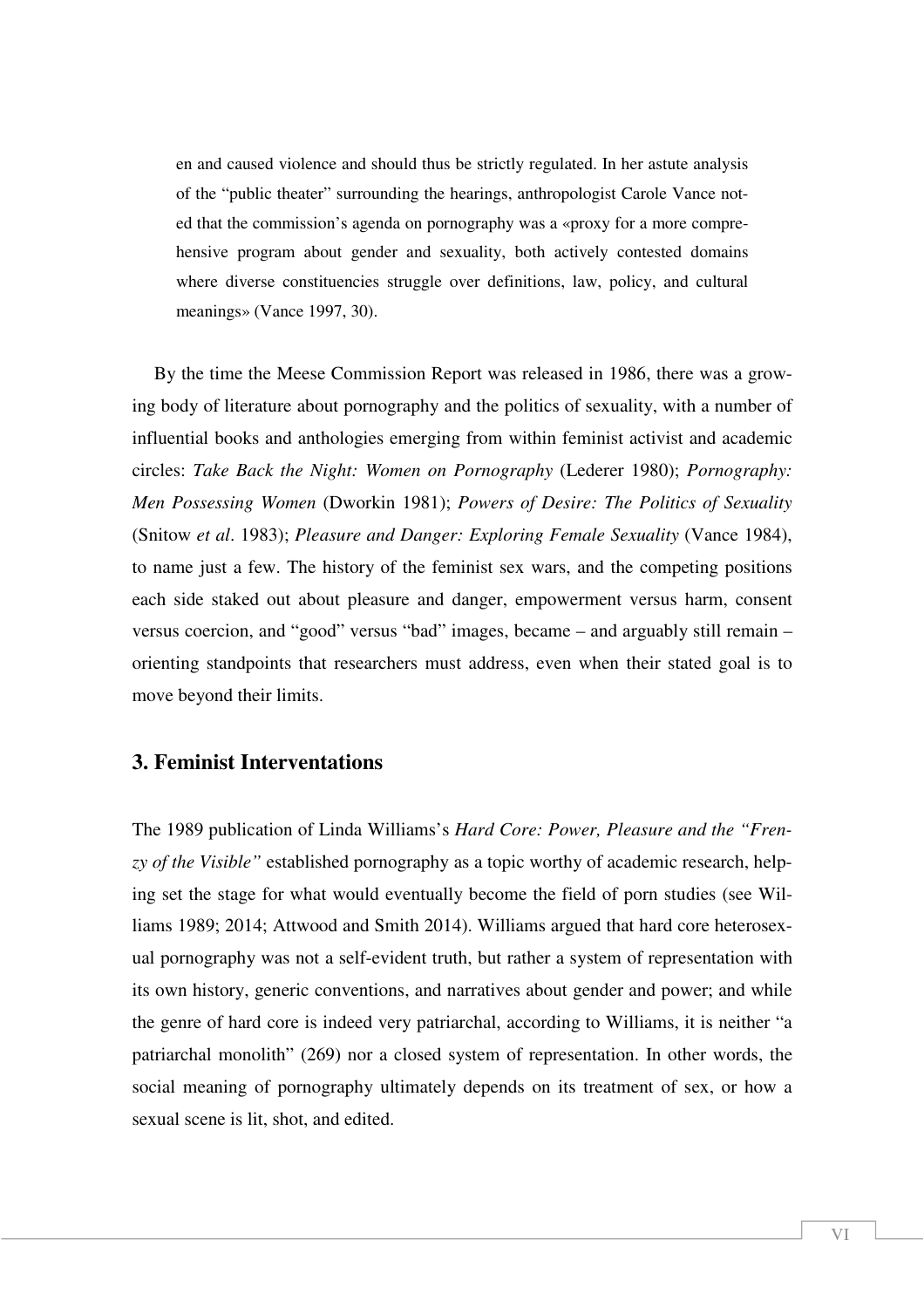en and caused violence and should thus be strictly regulated. In her astute analysis of the "public theater" surrounding the hearings, anthropologist Carole Vance noted that the commission's agenda on pornography was a «proxy for a more comprehensive program about gender and sexuality, both actively contested domains where diverse constituencies struggle over definitions, law, policy, and cultural meanings» (Vance 1997, 30).

By the time the Meese Commission Report was released in 1986, there was a growing body of literature about pornography and the politics of sexuality, with a number of influential books and anthologies emerging from within feminist activist and academic circles: *Take Back the Night: Women on Pornography* (Lederer 1980); *Pornography: Men Possessing Women* (Dworkin 1981); *Powers of Desire: The Politics of Sexuality* (Snitow *et al*. 1983); *Pleasure and Danger: Exploring Female Sexuality* (Vance 1984), to name just a few. The history of the feminist sex wars, and the competing positions each side staked out about pleasure and danger, empowerment versus harm, consent versus coercion, and "good" versus "bad" images, became – and arguably still remain – orienting standpoints that researchers must address, even when their stated goal is to move beyond their limits.

## 3. Feminist Interventations

The 1989 publication of Linda Williams's *Hard Core: Power, Pleasure and the "Frenzy of the Visible"* established pornography as a topic worthy of academic research, helping set the stage for what would eventually become the field of porn studies (see Williams 1989; 2014; Attwood and Smith 2014). Williams argued that hard core heterosexual pornography was not a self-evident truth, but rather a system of representation with its own history, generic conventions, and narratives about gender and power; and while the genre of hard core is indeed very patriarchal, according to Williams, it is neither "a patriarchal monolith" (269) nor a closed system of representation. In other words, the social meaning of pornography ultimately depends on its treatment of sex, or how a sexual scene is lit, shot, and edited.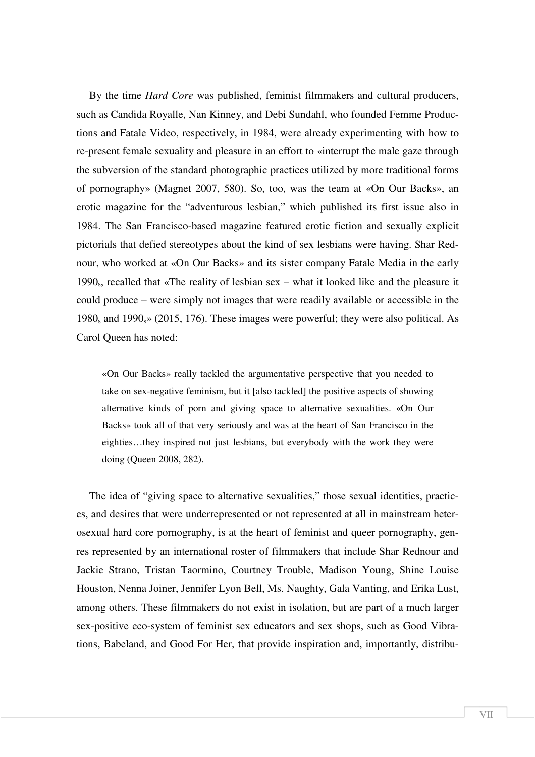By the time *Hard Core* was published, feminist filmmakers and cultural producers, such as Candida Royalle, Nan Kinney, and Debi Sundahl, who founded Femme Productions and Fatale Video, respectively, in 1984, were already experimenting with how to re-present female sexuality and pleasure in an effort to «interrupt the male gaze through the subversion of the standard photographic practices utilized by more traditional forms of pornography» (Magnet 2007, 580). So, too, was the team at «On Our Backs», an erotic magazine for the "adventurous lesbian," which published its first issue also in 1984. The San Francisco-based magazine featured erotic fiction and sexually explicit pictorials that defied stereotypes about the kind of sex lesbians were having. Shar Rednour, who worked at «On Our Backs» and its sister company Fatale Media in the early $1990_s$, recalled that «The reality of lesbian sex – what it looked like and the pleasure it could produce – were simply not images that were readily available or accessible in the $1980_s$ and $1990_s$» (2015, 176). These images were powerful; they were also political. As Carol Queen has noted:

> «On Our Backs» really tackled the argumentative perspective that you needed to take on sex-negative feminism, but it [also tackled] the positive aspects of showing alternative kinds of porn and giving space to alternative sexualities. «On Our Backs» took all of that very seriously and was at the heart of San Francisco in the eighties…they inspired not just lesbians, but everybody with the work they were doing (Queen 2008, 282).

The idea of "giving space to alternative sexualities," those sexual identities, practices, and desires that were underrepresented or not represented at all in mainstream heterosexual hard core pornography, is at the heart of feminist and queer pornography, genres represented by an international roster of filmmakers that include Shar Rednour and Jackie Strano, Tristan Taormino, Courtney Trouble, Madison Young, Shine Louise Houston, Nenna Joiner, Jennifer Lyon Bell, Ms. Naughty, Gala Vanting, and Erika Lust, among others. These filmmakers do not exist in isolation, but are part of a much larger sex-positive eco-system of feminist sex educators and sex shops, such as Good Vibrations, Babeland, and Good For Her, that provide inspiration and, importantly, distribu-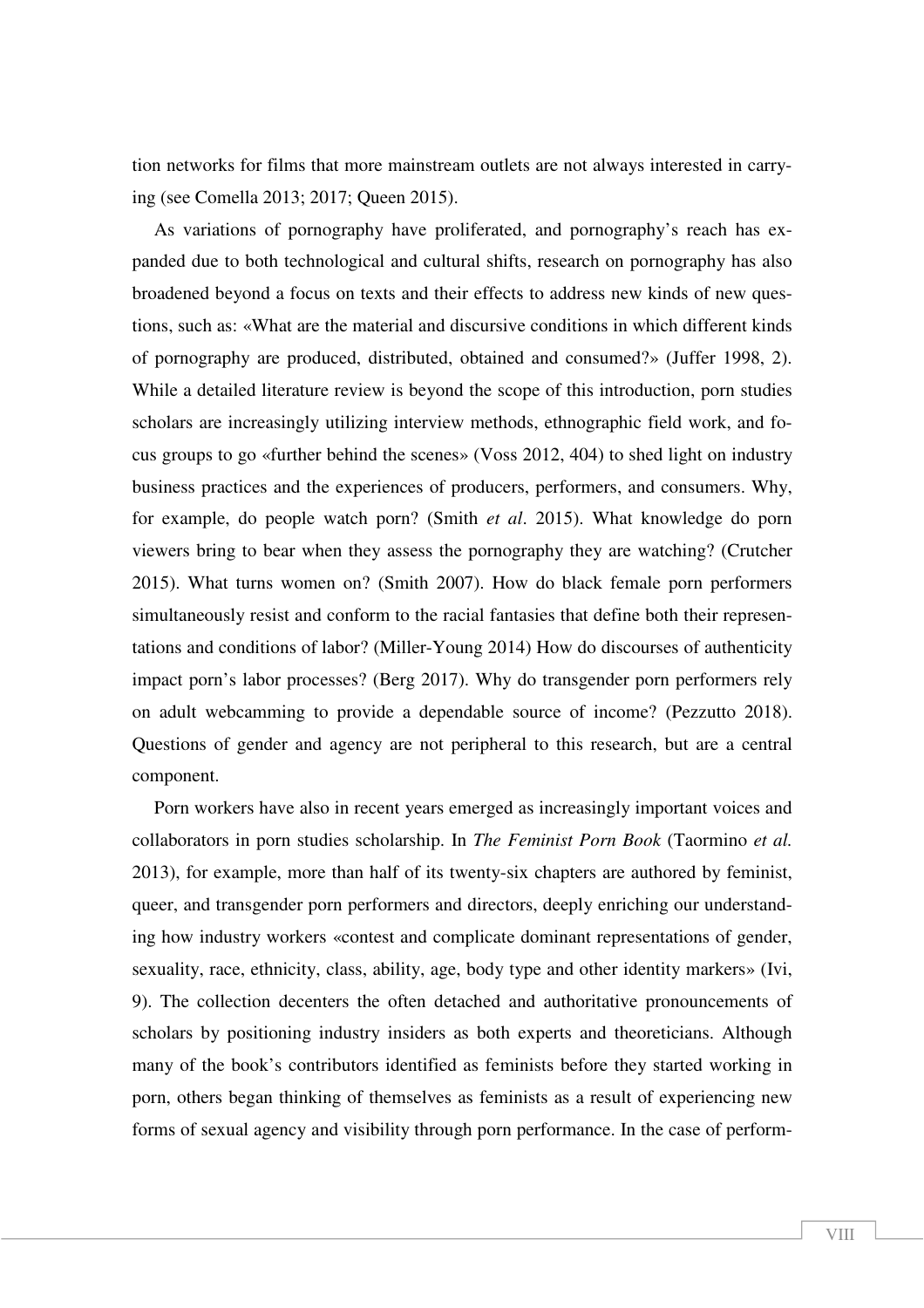tion networks for films that more mainstream outlets are not always interested in carrying (see Comella 2013; 2017; Queen 2015).

As variations of pornography have proliferated, and pornography's reach has expanded due to both technological and cultural shifts, research on pornography has also broadened beyond a focus on texts and their effects to address new kinds of new questions, such as: «What are the material and discursive conditions in which different kinds of pornography are produced, distributed, obtained and consumed?» (Juffer 1998, 2). While a detailed literature review is beyond the scope of this introduction, porn studies scholars are increasingly utilizing interview methods, ethnographic field work, and focus groups to go «further behind the scenes» (Voss 2012, 404) to shed light on industry business practices and the experiences of producers, performers, and consumers. Why, for example, do people watch porn? (Smith *et al*. 2015). What knowledge do porn viewers bring to bear when they assess the pornography they are watching? (Crutcher 2015). What turns women on? (Smith 2007). How do black female porn performers simultaneously resist and conform to the racial fantasies that define both their representations and conditions of labor? (Miller-Young 2014) How do discourses of authenticity impact porn's labor processes? (Berg 2017). Why do transgender porn performers rely on adult webcamming to provide a dependable source of income? (Pezzutto 2018). Questions of gender and agency are not peripheral to this research, but are a central component.

Porn workers have also in recent years emerged as increasingly important voices and collaborators in porn studies scholarship. In *The Feminist Porn Book* (Taormino *et al.* 2013), for example, more than half of its twenty-six chapters are authored by feminist, queer, and transgender porn performers and directors, deeply enriching our understanding how industry workers «contest and complicate dominant representations of gender, sexuality, race, ethnicity, class, ability, age, body type and other identity markers» (Ivi, 9). The collection decenters the often detached and authoritative pronouncements of scholars by positioning industry insiders as both experts and theoreticians. Although many of the book's contributors identified as feminists before they started working in porn, others began thinking of themselves as feminists as a result of experiencing new forms of sexual agency and visibility through porn performance. In the case of perform-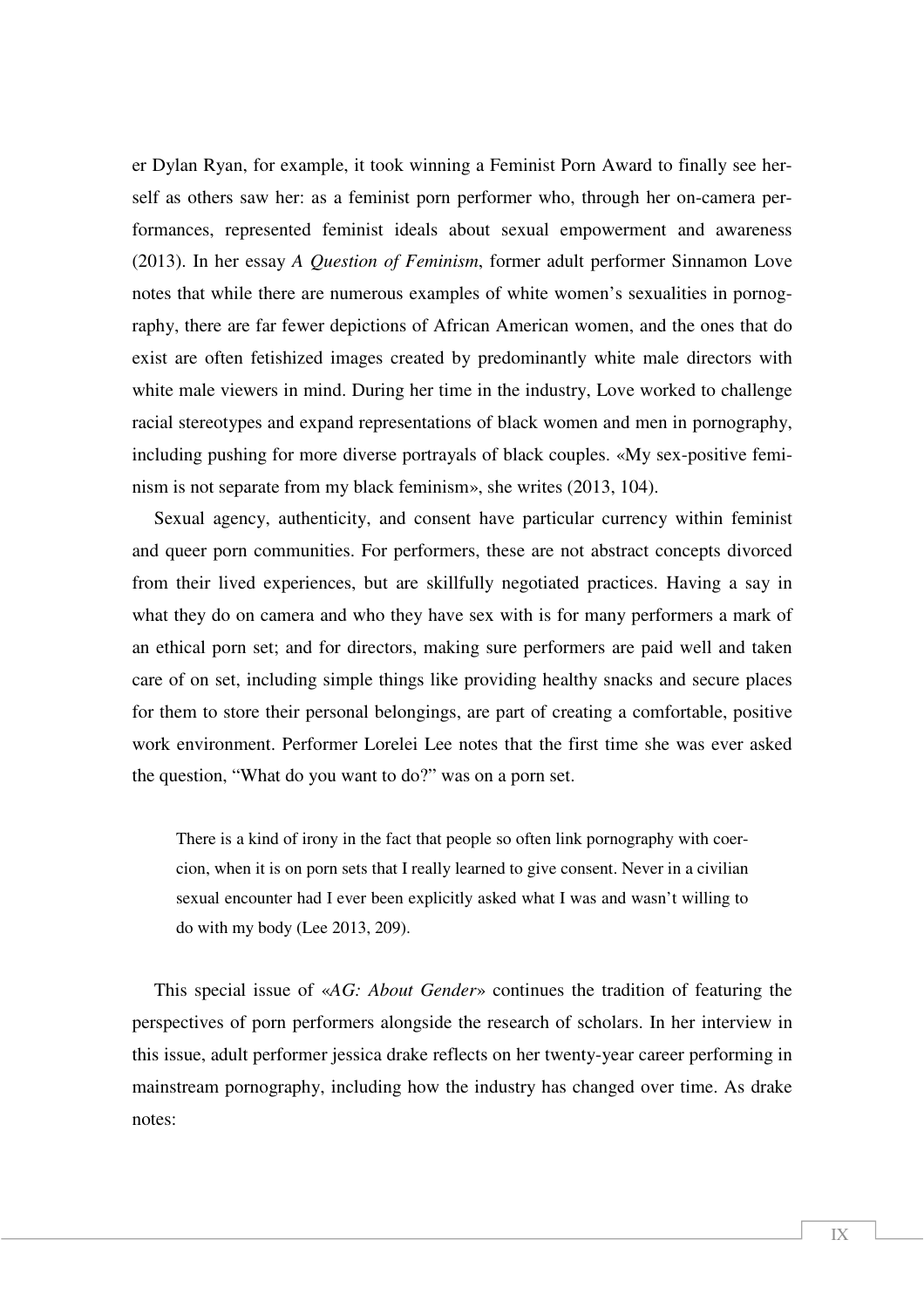er Dylan Ryan, for example, it took winning a Feminist Porn Award to finally see herself as others saw her: as a feminist porn performer who, through her on-camera performances, represented feminist ideals about sexual empowerment and awareness (2013). In her essay *A Question of Feminism*, former adult performer Sinnamon Love notes that while there are numerous examples of white women's sexualities in pornography, there are far fewer depictions of African American women, and the ones that do exist are often fetishized images created by predominantly white male directors with white male viewers in mind. During her time in the industry, Love worked to challenge racial stereotypes and expand representations of black women and men in pornography, including pushing for more diverse portrayals of black couples. «My sex-positive feminism is not separate from my black feminism», she writes (2013, 104).

Sexual agency, authenticity, and consent have particular currency within feminist and queer porn communities. For performers, these are not abstract concepts divorced from their lived experiences, but are skillfully negotiated practices. Having a say in what they do on camera and who they have sex with is for many performers a mark of an ethical porn set; and for directors, making sure performers are paid well and taken care of on set, including simple things like providing healthy snacks and secure places for them to store their personal belongings, are part of creating a comfortable, positive work environment. Performer Lorelei Lee notes that the first time she was ever asked the question, "What do you want to do?" was on a porn set.

> There is a kind of irony in the fact that people so often link pornography with coercion, when it is on porn sets that I really learned to give consent. Never in a civilian sexual encounter had I ever been explicitly asked what I was and wasn't willing to do with my body (Lee 2013, 209).

This special issue of «*AG: About Gender*» continues the tradition of featuring the perspectives of porn performers alongside the research of scholars. In her interview in this issue, adult performer jessica drake reflects on her twenty-year career performing in mainstream pornography, including how the industry has changed over time. As drake notes: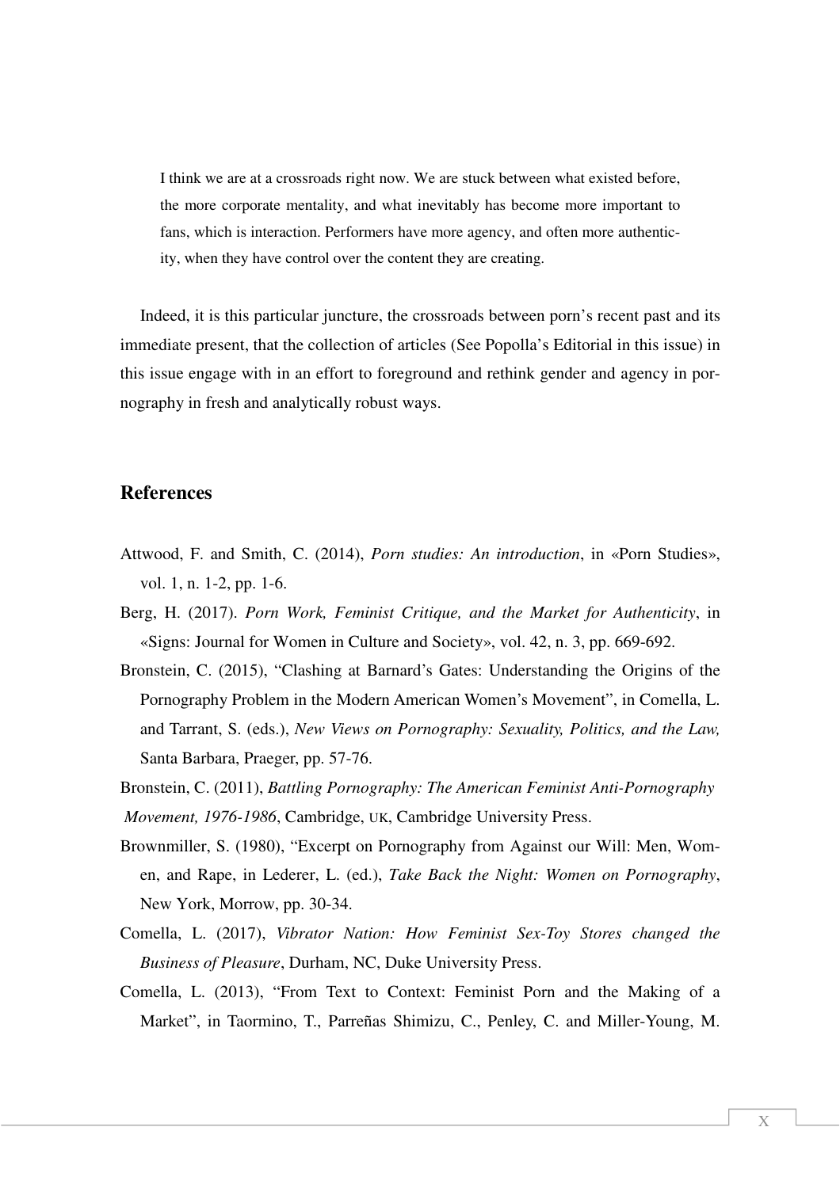> I think we are at a crossroads right now. We are stuck between what existed before, the more corporate mentality, and what inevitably has become more important to fans, which is interaction. Performers have more agency, and often more authenticity, when they have control over the content they are creating.

Indeed, it is this particular juncture, the crossroads between porn's recent past and its immediate present, that the collection of articles (See Popolla's Editorial in this issue) in this issue engage with in an effort to foreground and rethink gender and agency in pornography in fresh and analytically robust ways.

## References

Attwood, F. and Smith, C. (2014), *Porn studies: An introduction*, in «Porn Studies», vol. 1, n. 1-2, pp. 1-6.

Berg, H. (2017). *Porn Work, Feminist Critique, and the Market for Authenticity*, in «Signs: Journal for Women in Culture and Society», vol. 42, n. 3, pp. 669-692.

Bronstein, C. (2015), "Clashing at Barnard's Gates: Understanding the Origins of the Pornography Problem in the Modern American Women's Movement", in Comella, L. and Tarrant, S. (eds.), *New Views on Pornography: Sexuality, Politics, and the Law,* Santa Barbara, Praeger, pp. 57-76.

Bronstein, C. (2011), *Battling Pornography: The American Feminist Anti-Pornography Movement, 1976-1986*, Cambridge, UK, Cambridge University Press.

Brownmiller, S. (1980), "Excerpt on Pornography from Against our Will: Men, Women, and Rape, in Lederer, L. (ed.), *Take Back the Night: Women on Pornography*, New York, Morrow, pp. 30-34.

Comella, L. (2017), *Vibrator Nation: How Feminist Sex-Toy Stores changed the Business of Pleasure*, Durham, NC, Duke University Press.

Comella, L. (2013), "From Text to Context: Feminist Porn and the Making of a Market", in Taormino, T., Parreñas Shimizu, C., Penley, C. and Miller-Young, M.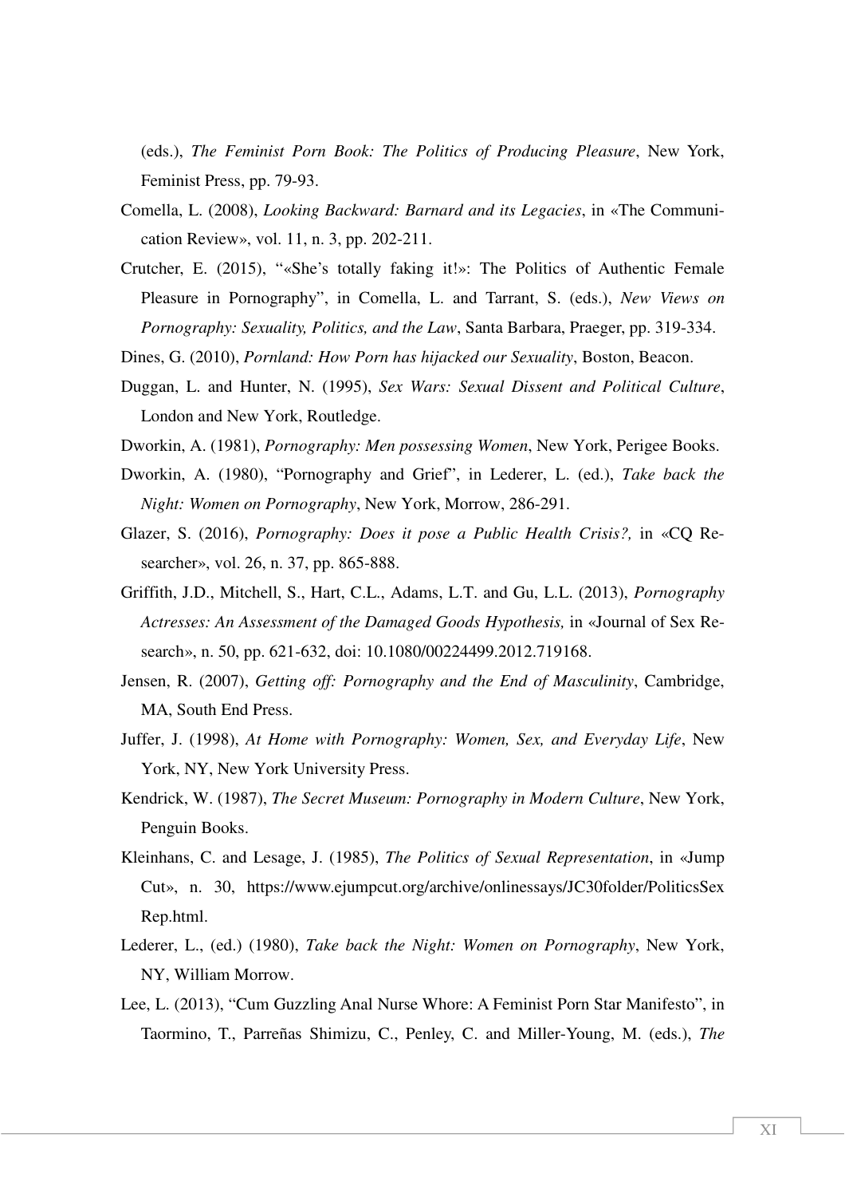(eds.), *The Feminist Porn Book: The Politics of Producing Pleasure*, New York, Feminist Press, pp. 79-93.

Comella, L. (2008), *Looking Backward: Barnard and its Legacies*, in «The Communication Review», vol. 11, n. 3, pp. 202-211.

Crutcher, E. (2015), "«She's totally faking it!»: The Politics of Authentic Female Pleasure in Pornography", in Comella, L. and Tarrant, S. (eds.), *New Views on Pornography: Sexuality, Politics, and the Law*, Santa Barbara, Praeger, pp. 319-334.

Dines, G. (2010), *Pornland: How Porn has hijacked our Sexuality*, Boston, Beacon.

Duggan, L. and Hunter, N. (1995), *Sex Wars: Sexual Dissent and Political Culture*, London and New York, Routledge.

Dworkin, A. (1981), *Pornography: Men possessing Women*, New York, Perigee Books.

Dworkin, A. (1980), "Pornography and Grief", in Lederer, L. (ed.), *Take back the Night: Women on Pornography*, New York, Morrow, 286-291.

Glazer, S. (2016), *Pornography: Does it pose a Public Health Crisis?,* in «CQ Researcher», vol. 26, n. 37, pp. 865-888.

Griffith, J.D., Mitchell, S., Hart, C.L., Adams, L.T. and Gu, L.L. (2013), *Pornography Actresses: An Assessment of the Damaged Goods Hypothesis,* in «Journal of Sex Research», n. 50, pp. 621-632, doi: 10.1080/00224499.2012.719168.

Jensen, R. (2007), *Getting off: Pornography and the End of Masculinity*, Cambridge, MA, South End Press.

Juffer, J. (1998), *At Home with Pornography: Women, Sex, and Everyday Life*, New York, NY, New York University Press.

Kendrick, W. (1987), *The Secret Museum: Pornography in Modern Culture*, New York, Penguin Books.

Kleinhans, C. and Lesage, J. (1985), *The Politics of Sexual Representation*, in «Jump Cut», n. 30, https://www.ejumpcut.org/archive/onlinessays/JC30folder/PoliticsSexRep.html.

Lederer, L., (ed.) (1980), *Take back the Night: Women on Pornography*, New York, NY, William Morrow.

Lee, L. (2013), "Cum Guzzling Anal Nurse Whore: A Feminist Porn Star Manifesto", in Taormino, T., Parreñas Shimizu, C., Penley, C. and Miller-Young, M. (eds.), *The*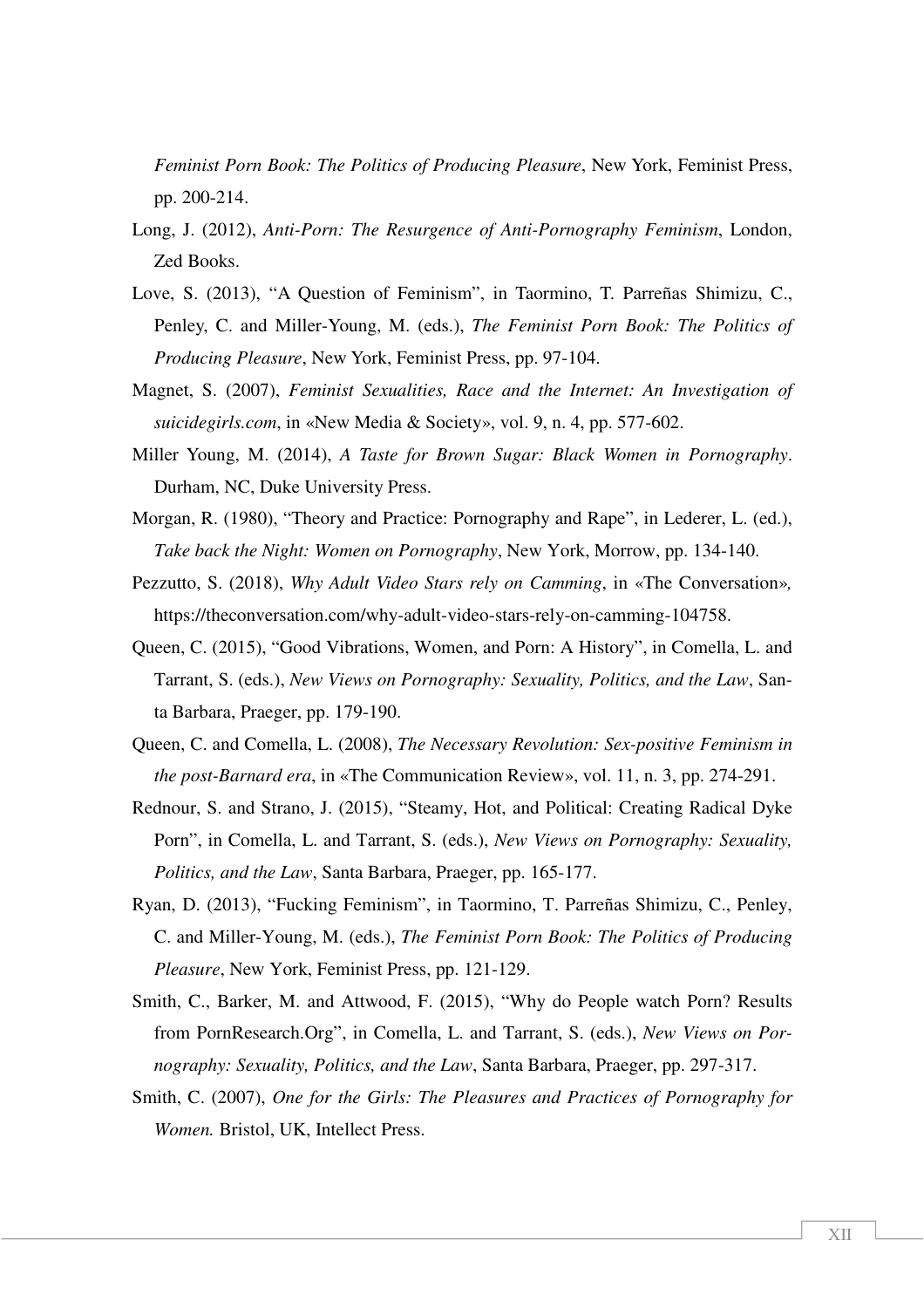*Feminist Porn Book: The Politics of Producing Pleasure*, New York, Feminist Press, pp. 200-214.

Long, J. (2012), *Anti-Porn: The Resurgence of Anti-Pornography Feminism*, London, Zed Books.

Love, S. (2013), "A Question of Feminism", in Taormino, T. Parreñas Shimizu, C., Penley, C. and Miller-Young, M. (eds.), *The Feminist Porn Book: The Politics of Producing Pleasure*, New York, Feminist Press, pp. 97-104.

Magnet, S. (2007), *Feminist Sexualities, Race and the Internet: An Investigation of suicidegirls.com*, in «New Media & Society», vol. 9, n. 4, pp. 577-602.

Miller Young, M. (2014), *A Taste for Brown Sugar: Black Women in Pornography*. Durham, NC, Duke University Press.

Morgan, R. (1980), "Theory and Practice: Pornography and Rape", in Lederer, L. (ed.), *Take back the Night: Women on Pornography*, New York, Morrow, pp. 134-140.

Pezzutto, S. (2018), *Why Adult Video Stars rely on Camming*, in «The Conversation», https://theconversation.com/why-adult-video-stars-rely-on-camming-104758.

Queen, C. (2015), "Good Vibrations, Women, and Porn: A History", in Comella, L. and Tarrant, S. (eds.), *New Views on Pornography: Sexuality, Politics, and the Law*, Santa Barbara, Praeger, pp. 179-190.

Queen, C. and Comella, L. (2008), *The Necessary Revolution: Sex-positive Feminism in the post-Barnard era*, in «The Communication Review», vol. 11, n. 3, pp. 274-291.

Rednour, S. and Strano, J. (2015), "Steamy, Hot, and Political: Creating Radical Dyke Porn", in Comella, L. and Tarrant, S. (eds.), *New Views on Pornography: Sexuality, Politics, and the Law*, Santa Barbara, Praeger, pp. 165-177.

Ryan, D. (2013), "Fucking Feminism", in Taormino, T. Parreñas Shimizu, C., Penley, C. and Miller-Young, M. (eds.), *The Feminist Porn Book: The Politics of Producing Pleasure*, New York, Feminist Press, pp. 121-129.

Smith, C., Barker, M. and Attwood, F. (2015), "Why do People watch Porn? Results from PornResearch.Org", in Comella, L. and Tarrant, S. (eds.), *New Views on Pornography: Sexuality, Politics, and the Law*, Santa Barbara, Praeger, pp. 297-317.

Smith, C. (2007), *One for the Girls: The Pleasures and Practices of Pornography for Women.* Bristol, UK, Intellect Press.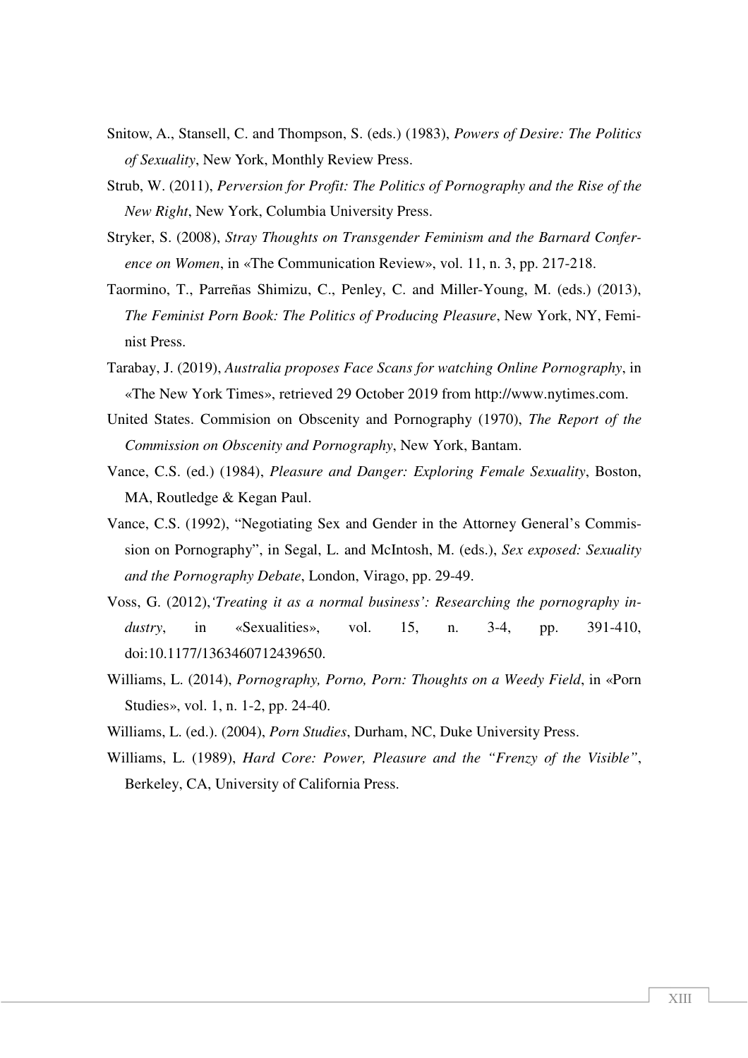Snitow, A., Stansell, C. and Thompson, S. (eds.) (1983), *Powers of Desire: The Politics of Sexuality*, New York, Monthly Review Press.

Strub, W. (2011), *Perversion for Profit: The Politics of Pornography and the Rise of the New Right*, New York, Columbia University Press.

Stryker, S. (2008), *Stray Thoughts on Transgender Feminism and the Barnard Conference on Women*, in «The Communication Review», vol. 11, n. 3, pp. 217-218.

Taormino, T., Parreñas Shimizu, C., Penley, C. and Miller-Young, M. (eds.) (2013), *The Feminist Porn Book: The Politics of Producing Pleasure*, New York, NY, Feminist Press.

Tarabay, J. (2019), *Australia proposes Face Scans for watching Online Pornography*, in «The New York Times», retrieved 29 October 2019 from http://www.nytimes.com.

United States. Commision on Obscenity and Pornography (1970), *The Report of the Commission on Obscenity and Pornography*, New York, Bantam.

Vance, C.S. (ed.) (1984), *Pleasure and Danger: Exploring Female Sexuality*, Boston, MA, Routledge & Kegan Paul.

Vance, C.S. (1992), "Negotiating Sex and Gender in the Attorney General's Commission on Pornography", in Segal, L. and McIntosh, M. (eds.), *Sex exposed: Sexuality and the Pornography Debate*, London, Virago, pp. 29-49.

Voss, G. (2012),*'Treating it as a normal business': Researching the pornography industry*, in «Sexualities», vol. 15, n. 3-4, pp. 391-410, doi:10.1177/1363460712439650.

Williams, L. (2014), *Pornography, Porno, Porn: Thoughts on a Weedy Field*, in «Porn Studies», vol. 1, n. 1-2, pp. 24-40.

Williams, L. (ed.). (2004), *Porn Studies*, Durham, NC, Duke University Press.

Williams, L. (1989), *Hard Core: Power, Pleasure and the "Frenzy of the Visible"*, Berkeley, CA, University of California Press.